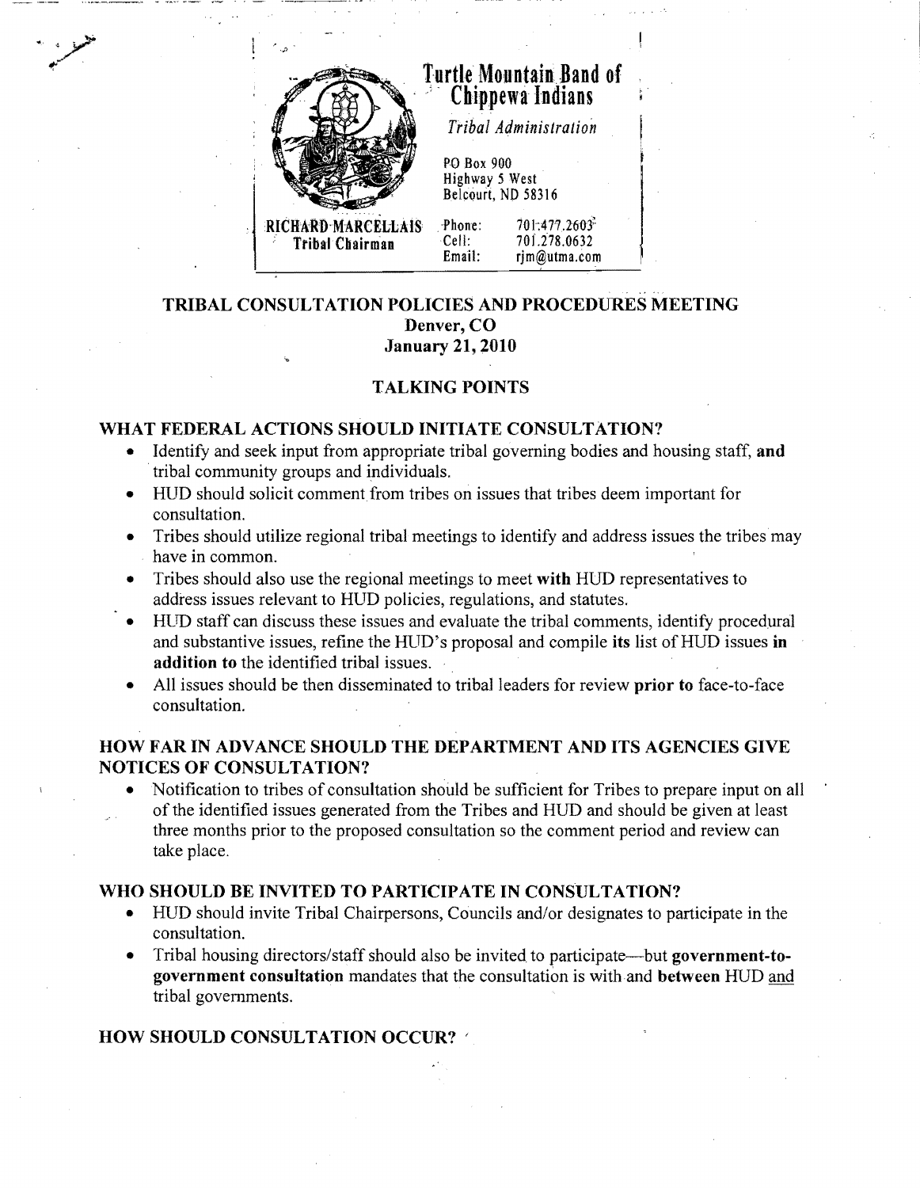**Turtle Mountain Band of Chippewa Indians**

*Tribal Administration*

PO Box 900
Highway 5 West
Belcourt, ND 58316

RICHARD MARCELLAIS
Tribal Chairman

Phone: 701.477.2603
Cell: 701.278.0632
Email: rjm@utma.com

## TRIBAL CONSULTATION POLICIES AND PROCEDURES MEETING
### Denver, CO
### January 21, 2010

### TALKING POINTS

### WHAT FEDERAL ACTIONS SHOULD INITIATE CONSULTATION?

- Identify and seek input from appropriate tribal governing bodies and housing staff, **and** tribal community groups and individuals.
- HUD should solicit comment from tribes on issues that tribes deem important for consultation.
- Tribes should utilize regional tribal meetings to identify and address issues the tribes may have in common.
- Tribes should also use the regional meetings to meet **with** HUD representatives to address issues relevant to HUD policies, regulations, and statutes.
- HUD staff can discuss these issues and evaluate the tribal comments, identify procedural and substantive issues, refine the HUD's proposal and compile **its** list of HUD issues **in addition to** the identified tribal issues.
- All issues should be then disseminated to tribal leaders for review **prior to** face-to-face consultation.

### HOW FAR IN ADVANCE SHOULD THE DEPARTMENT AND ITS AGENCIES GIVE NOTICES OF CONSULTATION?

- Notification to tribes of consultation should be sufficient for Tribes to prepare input on all of the identified issues generated from the Tribes and HUD and should be given at least three months prior to the proposed consultation so the comment period and review can take place.

### WHO SHOULD BE INVITED TO PARTICIPATE IN CONSULTATION?

- HUD should invite Tribal Chairpersons, Councils and/or designates to participate in the consultation.
- Tribal housing directors/staff should also be invited to participate—but **government-to-government consultation** mandates that the consultation is with and **between** HUD and tribal governments.

### HOW SHOULD CONSULTATION OCCUR?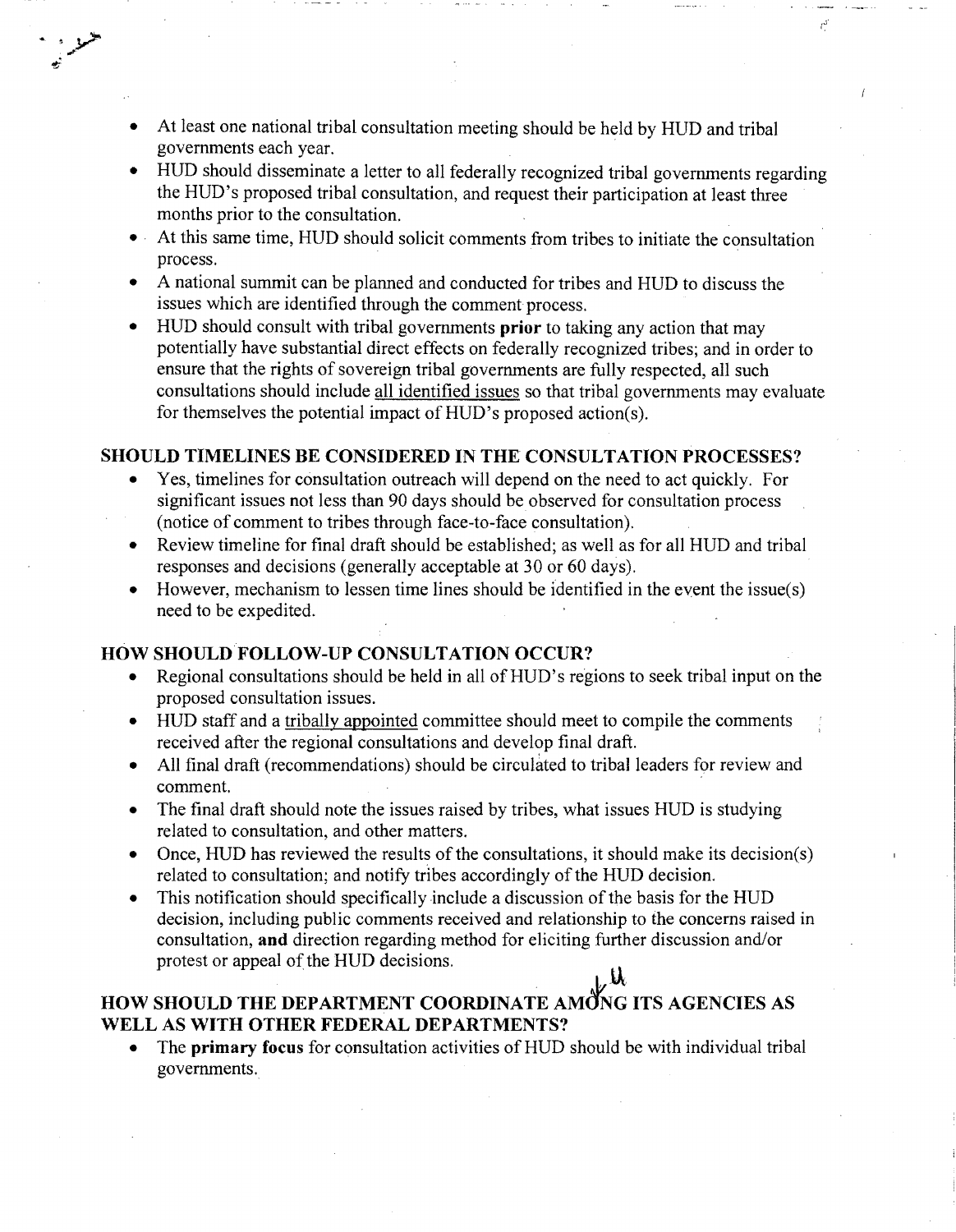- At least one national tribal consultation meeting should be held by HUD and tribal governments each year.
- HUD should disseminate a letter to all federally recognized tribal governments regarding the HUD's proposed tribal consultation, and request their participation at least three months prior to the consultation.
- At this same time, HUD should solicit comments from tribes to initiate the consultation process.
- A national summit can be planned and conducted for tribes and HUD to discuss the issues which are identified through the comment process.
- HUD should consult with tribal governments **prior** to taking any action that may potentially have substantial direct effects on federally recognized tribes; and in order to ensure that the rights of sovereign tribal governments are fully respected, all such consultations should include <u>all identified issues</u> so that tribal governments may evaluate for themselves the potential impact of HUD's proposed action(s).

## SHOULD TIMELINES BE CONSIDERED IN THE CONSULTATION PROCESSES?

- Yes, timelines for consultation outreach will depend on the need to act quickly. For significant issues not less than 90 days should be observed for consultation process (notice of comment to tribes through face-to-face consultation).
- Review timeline for final draft should be established; as well as for all HUD and tribal responses and decisions (generally acceptable at 30 or 60 days).
- However, mechanism to lessen time lines should be identified in the event the issue(s) need to be expedited.

## HOW SHOULD FOLLOW-UP CONSULTATION OCCUR?

- Regional consultations should be held in all of HUD's regions to seek tribal input on the proposed consultation issues.
- HUD staff and a <u>tribally appointed</u> committee should meet to compile the comments received after the regional consultations and develop final draft.
- All final draft (recommendations) should be circulated to tribal leaders for review and comment.
- The final draft should note the issues raised by tribes, what issues HUD is studying related to consultation, and other matters.
- Once, HUD has reviewed the results of the consultations, it should make its decision(s) related to consultation; and notify tribes accordingly of the HUD decision.
- This notification should specifically include a discussion of the basis for the HUD decision, including public comments received and relationship to the concerns raised in consultation, **and** direction regarding method for eliciting further discussion and/or protest or appeal of the HUD decisions.

## HOW SHOULD THE DEPARTMENT COORDINATE AMONG ITS AGENCIES AS WELL AS WITH OTHER FEDERAL DEPARTMENTS?

- The **primary focus** for consultation activities of HUD should be with individual tribal governments.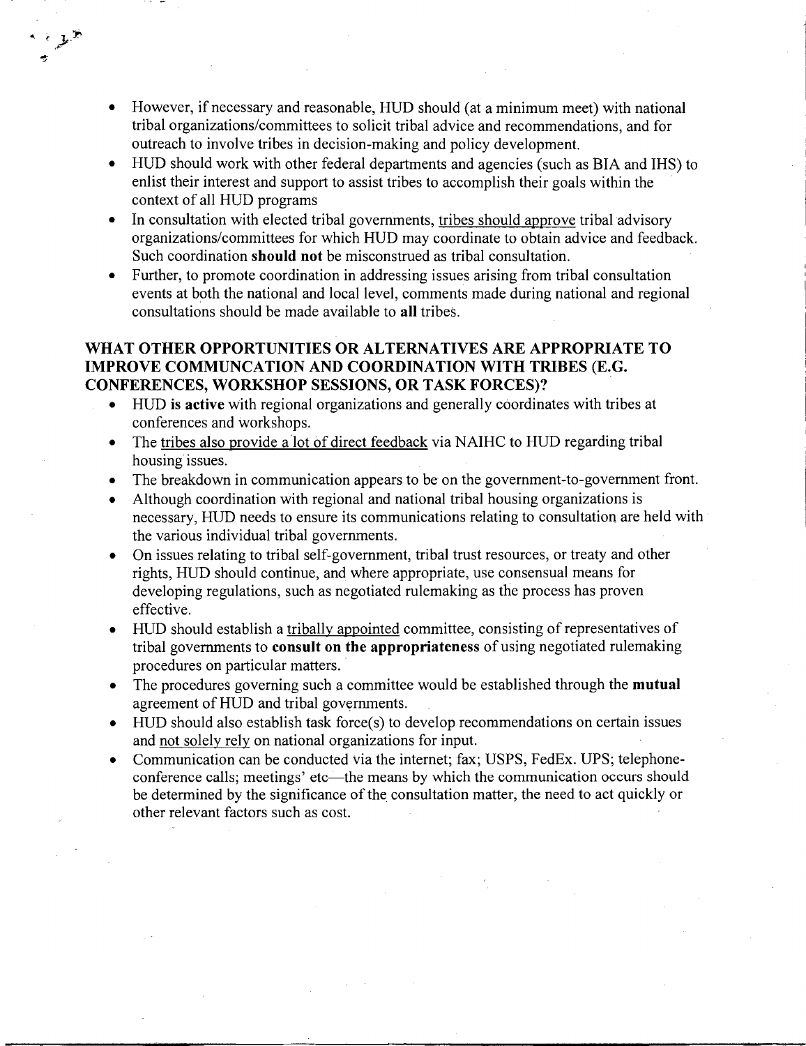- However, if necessary and reasonable, HUD should (at a minimum meet) with national tribal organizations/committees to solicit tribal advice and recommendations, and for outreach to involve tribes in decision-making and policy development.
- HUD should work with other federal departments and agencies (such as BIA and IHS) to enlist their interest and support to assist tribes to accomplish their goals within the context of all HUD programs
- In consultation with elected tribal governments, <u>tribes should approve</u> tribal advisory organizations/committees for which HUD may coordinate to obtain advice and feedback. Such coordination **should not** be misconstrued as tribal consultation.
- Further, to promote coordination in addressing issues arising from tribal consultation events at both the national and local level, comments made during national and regional consultations should be made available to **all** tribes.

## WHAT OTHER OPPORTUNITIES OR ALTERNATIVES ARE APPROPRIATE TO IMPROVE COMMUNCATION AND COORDINATION WITH TRIBES (E.G. CONFERENCES, WORKSHOP SESSIONS, OR TASK FORCES)?

- HUD **is active** with regional organizations and generally coordinates with tribes at conferences and workshops.
- The <u>tribes also provide a lot of direct feedback</u> via NAIHC to HUD regarding tribal housing issues.
- The breakdown in communication appears to be on the government-to-government front.
- Although coordination with regional and national tribal housing organizations is necessary, HUD needs to ensure its communications relating to consultation are held with the various individual tribal governments.
- On issues relating to tribal self-government, tribal trust resources, or treaty and other rights, HUD should continue, and where appropriate, use consensual means for developing regulations, such as negotiated rulemaking as the process has proven effective.
- HUD should establish a <u>tribally appointed</u> committee, consisting of representatives of tribal governments to **consult on the appropriateness** of using negotiated rulemaking procedures on particular matters.
- The procedures governing such a committee would be established through the **mutual** agreement of HUD and tribal governments.
- HUD should also establish task force(s) to develop recommendations on certain issues and <u>not solely rely</u> on national organizations for input.
- Communication can be conducted via the internet; fax; USPS, FedEx. UPS; telephone-conference calls; meetings' etc—the means by which the communication occurs should be determined by the significance of the consultation matter, the need to act quickly or other relevant factors such as cost.